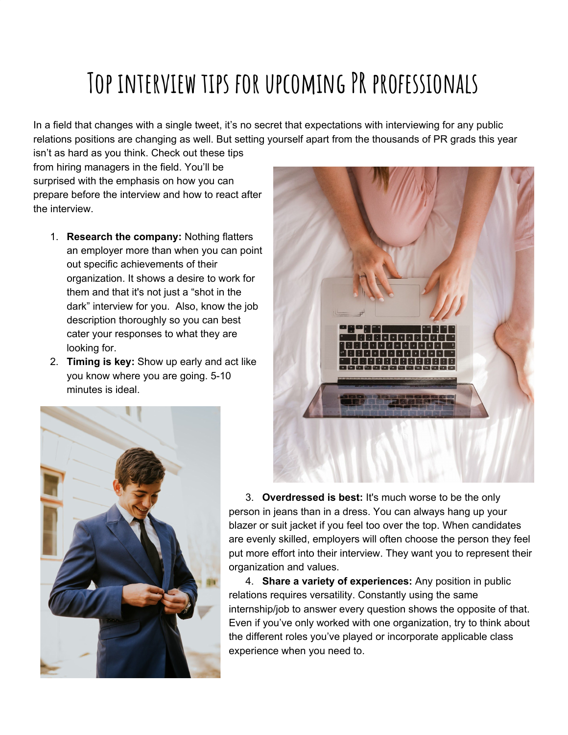# Top interview tips for upcoming PR professionals

In a field that changes with a single tweet, it's no secret that expectations with interviewing for any public relations positions are changing as well. But setting yourself apart from the thousands of PR grads this year isn't as hard as you think. Check out these tips from hiring managers in the field. You'll be surprised with the emphasis on how you can prepare before the interview and how to react after the interview.

1. **Research the company:** Nothing flatters an employer more than when you can point out specific achievements of their organization. It shows a desire to work for them and that it's not just a "shot in the dark" interview for you. Also, know the job description thoroughly so you can best cater your responses to what they are looking for.
2. **Timing is key:** Show up early and act like you know where you are going. 5-10 minutes is ideal.
3. **Overdressed is best:** It's much worse to be the only person in jeans than in a dress. You can always hang up your blazer or suit jacket if you feel too over the top. When candidates are evenly skilled, employers will often choose the person they feel put more effort into their interview. They want you to represent their organization and values.
4. **Share a variety of experiences:** Any position in public relations requires versatility. Constantly using the same internship/job to answer every question shows the opposite of that. Even if you've only worked with one organization, try to think about the different roles you've played or incorporate applicable class experience when you need to.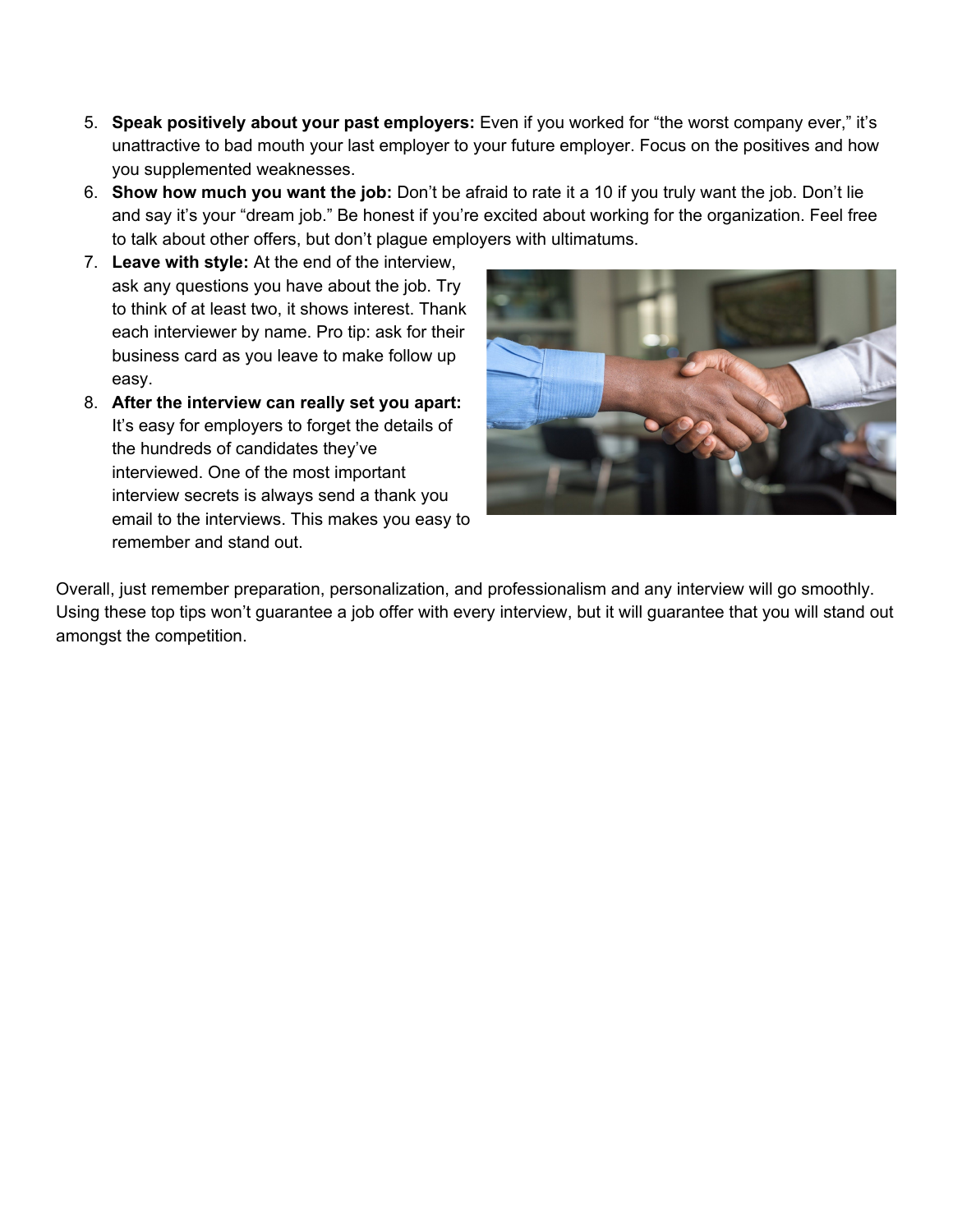5. **Speak positively about your past employers:** Even if you worked for "the worst company ever," it's unattractive to bad mouth your last employer to your future employer. Focus on the positives and how you supplemented weaknesses.
6. **Show how much you want the job:** Don't be afraid to rate it a 10 if you truly want the job. Don't lie and say it's your "dream job." Be honest if you're excited about working for the organization. Feel free to talk about other offers, but don't plague employers with ultimatums.
7. **Leave with style:** At the end of the interview, ask any questions you have about the job. Try to think of at least two, it shows interest. Thank each interviewer by name. Pro tip: ask for their business card as you leave to make follow up easy.
8. **After the interview can really set you apart:** It's easy for employers to forget the details of the hundreds of candidates they've interviewed. One of the most important interview secrets is always send a thank you email to the interviews. This makes you easy to remember and stand out.

Overall, just remember preparation, personalization, and professionalism and any interview will go smoothly. Using these top tips won't guarantee a job offer with every interview, but it will guarantee that you will stand out amongst the competition.